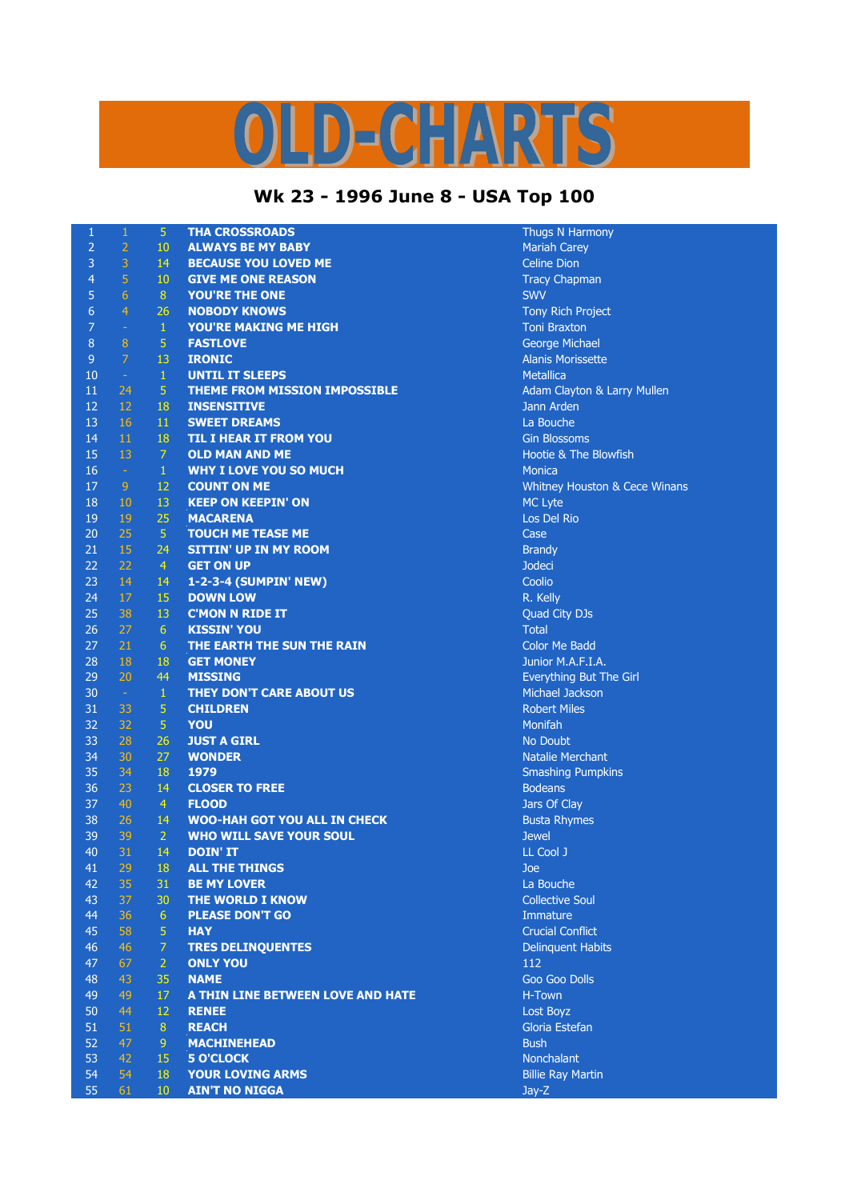# OLD-CHARTS

## Wk 23 - 1996 June 8 - USA Top 100

| | | | | |
|---|---|---|---|---|
| 1 | 1 | 5 | THA CROSSROADS | Thugs N Harmony |
| 2 | 2 | 10 | ALWAYS BE MY BABY | Mariah Carey |
| 3 | 3 | 14 | BECAUSE YOU LOVED ME | Celine Dion |
| 4 | 5 | 10 | GIVE ME ONE REASON | Tracy Chapman |
| 5 | 6 | 8 | YOU'RE THE ONE | SWV |
| 6 | 4 | 26 | NOBODY KNOWS | Tony Rich Project |
| 7 | - | 1 | YOU'RE MAKING ME HIGH | Toni Braxton |
| 8 | 8 | 5 | FASTLOVE | George Michael |
| 9 | 7 | 13 | IRONIC | Alanis Morissette |
| 10 | - | 1 | UNTIL IT SLEEPS | Metallica |
| 11 | 24 | 5 | THEME FROM MISSION IMPOSSIBLE | Adam Clayton & Larry Mullen |
| 12 | 12 | 18 | INSENSITIVE | Jann Arden |
| 13 | 16 | 11 | SWEET DREAMS | La Bouche |
| 14 | 11 | 18 | TIL I HEAR IT FROM YOU | Gin Blossoms |
| 15 | 13 | 7 | OLD MAN AND ME | Hootie & The Blowfish |
| 16 | - | 1 | WHY I LOVE YOU SO MUCH | Monica |
| 17 | 9 | 12 | COUNT ON ME | Whitney Houston & Cece Winans |
| 18 | 10 | 13 | KEEP ON KEEPIN' ON | MC Lyte |
| 19 | 19 | 25 | MACARENA | Los Del Rio |
| 20 | 25 | 5 | TOUCH ME TEASE ME | Case |
| 21 | 15 | 24 | SITTIN' UP IN MY ROOM | Brandy |
| 22 | 22 | 4 | GET ON UP | Jodeci |
| 23 | 14 | 14 | 1-2-3-4 (SUMPIN' NEW) | Coolio |
| 24 | 17 | 15 | DOWN LOW | R. Kelly |
| 25 | 38 | 13 | C'MON N RIDE IT | Quad City DJs |
| 26 | 27 | 6 | KISSIN' YOU | Total |
| 27 | 21 | 6 | THE EARTH THE SUN THE RAIN | Color Me Badd |
| 28 | 18 | 18 | GET MONEY | Junior M.A.F.I.A. |
| 29 | 20 | 44 | MISSING | Everything But The Girl |
| 30 | - | 1 | THEY DON'T CARE ABOUT US | Michael Jackson |
| 31 | 33 | 5 | CHILDREN | Robert Miles |
| 32 | 32 | 5 | YOU | Monifah |
| 33 | 28 | 26 | JUST A GIRL | No Doubt |
| 34 | 30 | 27 | WONDER | Natalie Merchant |
| 35 | 34 | 18 | 1979 | Smashing Pumpkins |
| 36 | 23 | 14 | CLOSER TO FREE | Bodeans |
| 37 | 40 | 4 | FLOOD | Jars Of Clay |
| 38 | 26 | 14 | WOO-HAH GOT YOU ALL IN CHECK | Busta Rhymes |
| 39 | 39 | 2 | WHO WILL SAVE YOUR SOUL | Jewel |
| 40 | 31 | 14 | DOIN' IT | LL Cool J |
| 41 | 29 | 18 | ALL THE THINGS | Joe |
| 42 | 35 | 31 | BE MY LOVER | La Bouche |
| 43 | 37 | 30 | THE WORLD I KNOW | Collective Soul |
| 44 | 36 | 6 | PLEASE DON'T GO | Immature |
| 45 | 58 | 5 | HAY | Crucial Conflict |
| 46 | 46 | 7 | TRES DELINQUENTES | Delinquent Habits |
| 47 | 67 | 2 | ONLY YOU | 112 |
| 48 | 43 | 35 | NAME | Goo Goo Dolls |
| 49 | 49 | 17 | A THIN LINE BETWEEN LOVE AND HATE | H-Town |
| 50 | 44 | 12 | RENEE | Lost Boyz |
| 51 | 51 | 8 | REACH | Gloria Estefan |
| 52 | 47 | 9 | MACHINEHEAD | Bush |
| 53 | 42 | 15 | 5 O'CLOCK | Nonchalant |
| 54 | 54 | 18 | YOUR LOVING ARMS | Billie Ray Martin |
| 55 | 61 | 10 | AIN'T NO NIGGA | Jay-Z |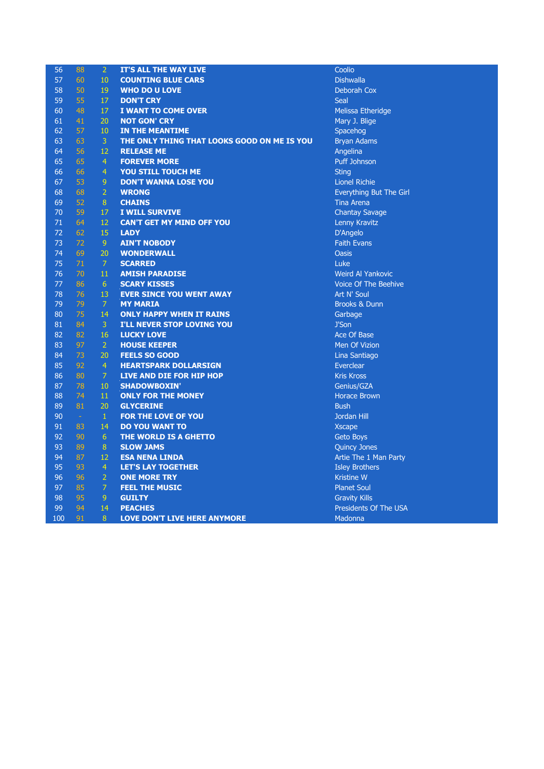| | | | | |
|---|---|---|---|---|
| 56 | 88 | 2 | IT'S ALL THE WAY LIVE | Coolio |
| 57 | 60 | 10 | COUNTING BLUE CARS | Dishwalla |
| 58 | 50 | 19 | WHO DO U LOVE | Deborah Cox |
| 59 | 55 | 17 | DON'T CRY | Seal |
| 60 | 48 | 17 | I WANT TO COME OVER | Melissa Etheridge |
| 61 | 41 | 20 | NOT GON' CRY | Mary J. Blige |
| 62 | 57 | 10 | IN THE MEANTIME | Spacehog |
| 63 | 63 | 3 | THE ONLY THING THAT LOOKS GOOD ON ME IS YOU | Bryan Adams |
| 64 | 56 | 12 | RELEASE ME | Angelina |
| 65 | 65 | 4 | FOREVER MORE | Puff Johnson |
| 66 | 66 | 4 | YOU STILL TOUCH ME | Sting |
| 67 | 53 | 9 | DON'T WANNA LOSE YOU | Lionel Richie |
| 68 | 68 | 2 | WRONG | Everything But The Girl |
| 69 | 52 | 8 | CHAINS | Tina Arena |
| 70 | 59 | 17 | I WILL SURVIVE | Chantay Savage |
| 71 | 64 | 12 | CAN'T GET MY MIND OFF YOU | Lenny Kravitz |
| 72 | 62 | 15 | LADY | D'Angelo |
| 73 | 72 | 9 | AIN'T NOBODY | Faith Evans |
| 74 | 69 | 20 | WONDERWALL | Oasis |
| 75 | 71 | 7 | SCARRED | Luke |
| 76 | 70 | 11 | AMISH PARADISE | Weird Al Yankovic |
| 77 | 86 | 6 | SCARY KISSES | Voice Of The Beehive |
| 78 | 76 | 13 | EVER SINCE YOU WENT AWAY | Art N' Soul |
| 79 | 79 | 7 | MY MARIA | Brooks & Dunn |
| 80 | 75 | 14 | ONLY HAPPY WHEN IT RAINS | Garbage |
| 81 | 84 | 3 | I'LL NEVER STOP LOVING YOU | J'Son |
| 82 | 82 | 16 | LUCKY LOVE | Ace Of Base |
| 83 | 97 | 2 | HOUSE KEEPER | Men Of Vizion |
| 84 | 73 | 20 | FEELS SO GOOD | Lina Santiago |
| 85 | 92 | 4 | HEARTSPARK DOLLARSIGN | Everclear |
| 86 | 80 | 7 | LIVE AND DIE FOR HIP HOP | Kris Kross |
| 87 | 78 | 10 | SHADOWBOXIN' | Genius/GZA |
| 88 | 74 | 11 | ONLY FOR THE MONEY | Horace Brown |
| 89 | 81 | 20 | GLYCERINE | Bush |
| 90 | - | 1 | FOR THE LOVE OF YOU | Jordan Hill |
| 91 | 83 | 14 | DO YOU WANT TO | Xscape |
| 92 | 90 | 6 | THE WORLD IS A GHETTO | Geto Boys |
| 93 | 89 | 8 | SLOW JAMS | Quincy Jones |
| 94 | 87 | 12 | ESA NENA LINDA | Artie The 1 Man Party |
| 95 | 93 | 4 | LET'S LAY TOGETHER | Isley Brothers |
| 96 | 96 | 2 | ONE MORE TRY | Kristine W |
| 97 | 85 | 7 | FEEL THE MUSIC | Planet Soul |
| 98 | 95 | 9 | GUILTY | Gravity Kills |
| 99 | 94 | 14 | PEACHES | Presidents Of The USA |
| 100 | 91 | 8 | LOVE DON'T LIVE HERE ANYMORE | Madonna |